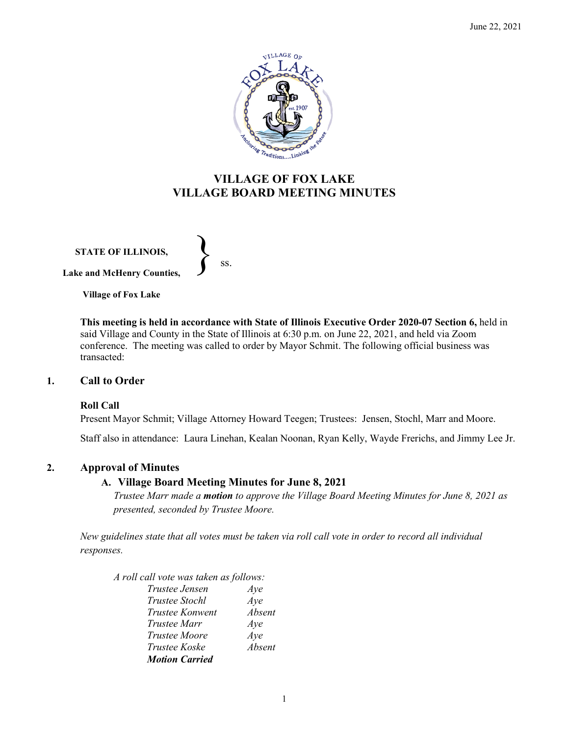# VILLAGE OF FOX LAKE
# VILLAGE BOARD MEETING MINUTES

**STATE OF ILLINOIS,**
**Lake and McHenry Counties,** } ss.
**Village of Fox Lake**

**This meeting is held in accordance with State of Illinois Executive Order 2020-07 Section 6,** held in said Village and County in the State of Illinois at 6:30 p.m. on June 22, 2021, and held via Zoom conference. The meeting was called to order by Mayor Schmit. The following official business was transacted:

## 1. Call to Order

### Roll Call

Present Mayor Schmit; Village Attorney Howard Teegen; Trustees: Jensen, Stochl, Marr and Moore.

Staff also in attendance: Laura Linehan, Kealan Noonan, Ryan Kelly, Wayde Frerichs, and Jimmy Lee Jr.

## 2. Approval of Minutes

### A. Village Board Meeting Minutes for June 8, 2021

*Trustee Marr made a **motion** to approve the Village Board Meeting Minutes for June 8, 2021 as presented, seconded by Trustee Moore.*

*New guidelines state that all votes must be taken via roll call vote in order to record all individual responses.*

*A roll call vote was taken as follows:*

| | |
|---|---|
| *Trustee Jensen* | *Aye* |
| *Trustee Stochl* | *Aye* |
| *Trustee Konwent* | *Absent* |
| *Trustee Marr* | *Aye* |
| *Trustee Moore* | *Aye* |
| *Trustee Koske* | *Absent* |

***Motion Carried***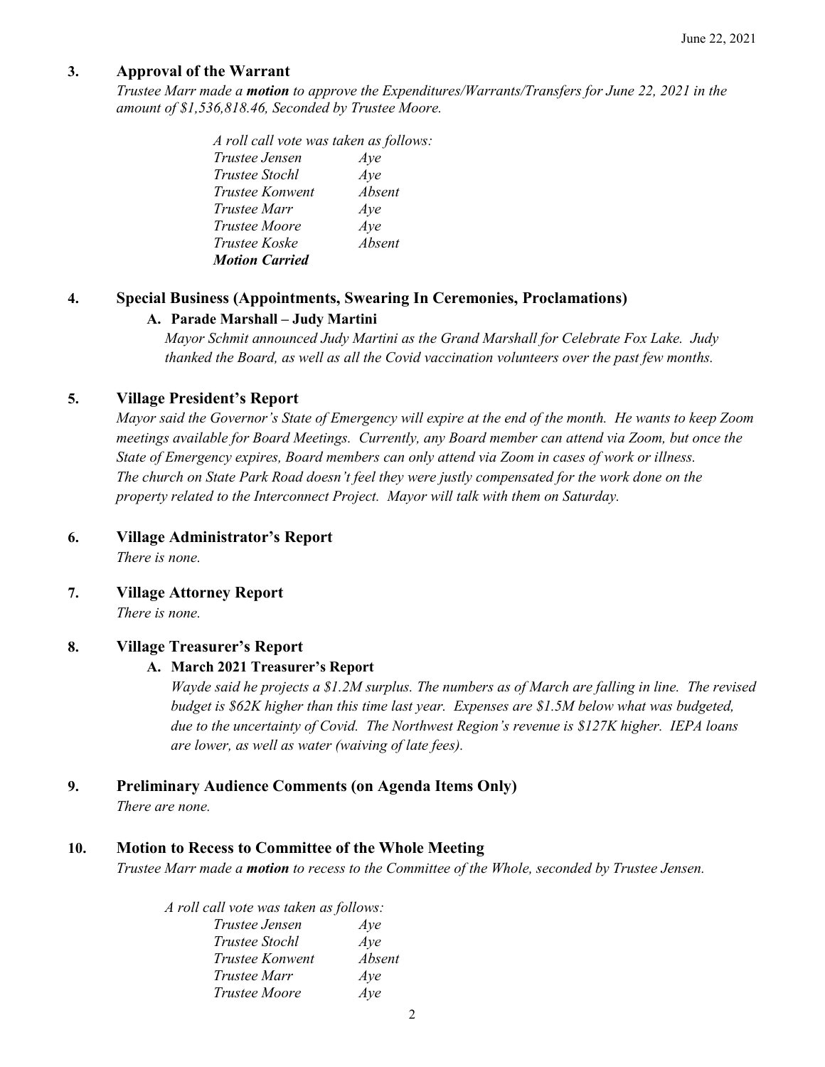## 3. Approval of the Warrant

*Trustee Marr made a **motion** to approve the Expenditures/Warrants/Transfers for June 22, 2021 in the amount of $1,536,818.46, Seconded by Trustee Moore.*

*A roll call vote was taken as follows:*

| | |
|---|---|
| *Trustee Jensen* | *Aye* |
| *Trustee Stochl* | *Aye* |
| *Trustee Konwent* | *Absent* |
| *Trustee Marr* | *Aye* |
| *Trustee Moore* | *Aye* |
| *Trustee Koske* | *Absent* |

***Motion Carried***

## 4. Special Business (Appointments, Swearing In Ceremonies, Proclamations)

### A. Parade Marshall – Judy Martini

*Mayor Schmit announced Judy Martini as the Grand Marshall for Celebrate Fox Lake. Judy thanked the Board, as well as all the Covid vaccination volunteers over the past few months.*

## 5. Village President's Report

*Mayor said the Governor's State of Emergency will expire at the end of the month. He wants to keep Zoom meetings available for Board Meetings. Currently, any Board member can attend via Zoom, but once the State of Emergency expires, Board members can only attend via Zoom in cases of work or illness. The church on State Park Road doesn't feel they were justly compensated for the work done on the property related to the Interconnect Project. Mayor will talk with them on Saturday.*

## 6. Village Administrator's Report

*There is none.*

## 7. Village Attorney Report

*There is none.*

## 8. Village Treasurer's Report

### A. March 2021 Treasurer's Report

*Wayde said he projects a $1.2M surplus. The numbers as of March are falling in line. The revised budget is $62K higher than this time last year. Expenses are $1.5M below what was budgeted, due to the uncertainty of Covid. The Northwest Region's revenue is $127K higher. IEPA loans are lower, as well as water (waiving of late fees).*

## 9. Preliminary Audience Comments (on Agenda Items Only)

*There are none.*

## 10. Motion to Recess to Committee of the Whole Meeting

*Trustee Marr made a **motion** to recess to the Committee of the Whole, seconded by Trustee Jensen.*

*A roll call vote was taken as follows:*

| | |
|---|---|
| *Trustee Jensen* | *Aye* |
| *Trustee Stochl* | *Aye* |
| *Trustee Konwent* | *Absent* |
| *Trustee Marr* | *Aye* |
| *Trustee Moore* | *Aye* |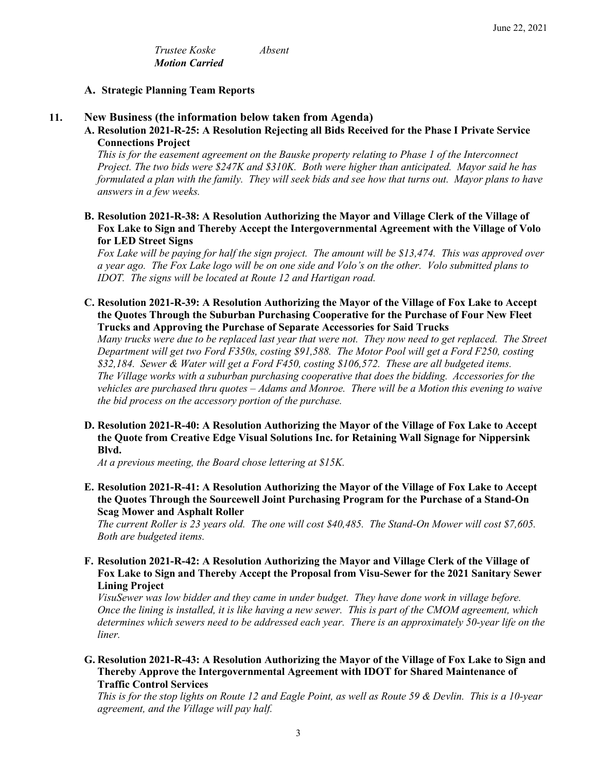*Trustee Koske* *Absent*
***Motion Carried***

**A. Strategic Planning Team Reports**

**11. New Business (the information below taken from Agenda)**

**A. Resolution 2021-R-25: A Resolution Rejecting all Bids Received for the Phase I Private Service Connections Project**

*This is for the easement agreement on the Bauske property relating to Phase 1 of the Interconnect Project. The two bids were $247K and $310K. Both were higher than anticipated. Mayor said he has formulated a plan with the family. They will seek bids and see how that turns out. Mayor plans to have answers in a few weeks.*

**B. Resolution 2021-R-38: A Resolution Authorizing the Mayor and Village Clerk of the Village of Fox Lake to Sign and Thereby Accept the Intergovernmental Agreement with the Village of Volo for LED Street Signs**

*Fox Lake will be paying for half the sign project. The amount will be $13,474. This was approved over a year ago. The Fox Lake logo will be on one side and Volo's on the other. Volo submitted plans to IDOT. The signs will be located at Route 12 and Hartigan road.*

**C. Resolution 2021-R-39: A Resolution Authorizing the Mayor of the Village of Fox Lake to Accept the Quotes Through the Suburban Purchasing Cooperative for the Purchase of Four New Fleet Trucks and Approving the Purchase of Separate Accessories for Said Trucks**

*Many trucks were due to be replaced last year that were not. They now need to get replaced. The Street Department will get two Ford F350s, costing $91,588. The Motor Pool will get a Ford F250, costing $32,184. Sewer & Water will get a Ford F450, costing $106,572. These are all budgeted items. The Village works with a suburban purchasing cooperative that does the bidding. Accessories for the vehicles are purchased thru quotes – Adams and Monroe. There will be a Motion this evening to waive the bid process on the accessory portion of the purchase.*

**D. Resolution 2021-R-40: A Resolution Authorizing the Mayor of the Village of Fox Lake to Accept the Quote from Creative Edge Visual Solutions Inc. for Retaining Wall Signage for Nippersink Blvd.**

*At a previous meeting, the Board chose lettering at $15K.*

**E. Resolution 2021-R-41: A Resolution Authorizing the Mayor of the Village of Fox Lake to Accept the Quotes Through the Sourcewell Joint Purchasing Program for the Purchase of a Stand-On Scag Mower and Asphalt Roller**

*The current Roller is 23 years old. The one will cost $40,485. The Stand-On Mower will cost $7,605. Both are budgeted items.*

**F. Resolution 2021-R-42: A Resolution Authorizing the Mayor and Village Clerk of the Village of Fox Lake to Sign and Thereby Accept the Proposal from Visu-Sewer for the 2021 Sanitary Sewer Lining Project**

*VisuSewer was low bidder and they came in under budget. They have done work in village before. Once the lining is installed, it is like having a new sewer. This is part of the CMOM agreement, which determines which sewers need to be addressed each year. There is an approximately 50-year life on the liner.*

**G. Resolution 2021-R-43: A Resolution Authorizing the Mayor of the Village of Fox Lake to Sign and Thereby Approve the Intergovernmental Agreement with IDOT for Shared Maintenance of Traffic Control Services**

*This is for the stop lights on Route 12 and Eagle Point, as well as Route 59 & Devlin. This is a 10-year agreement, and the Village will pay half.*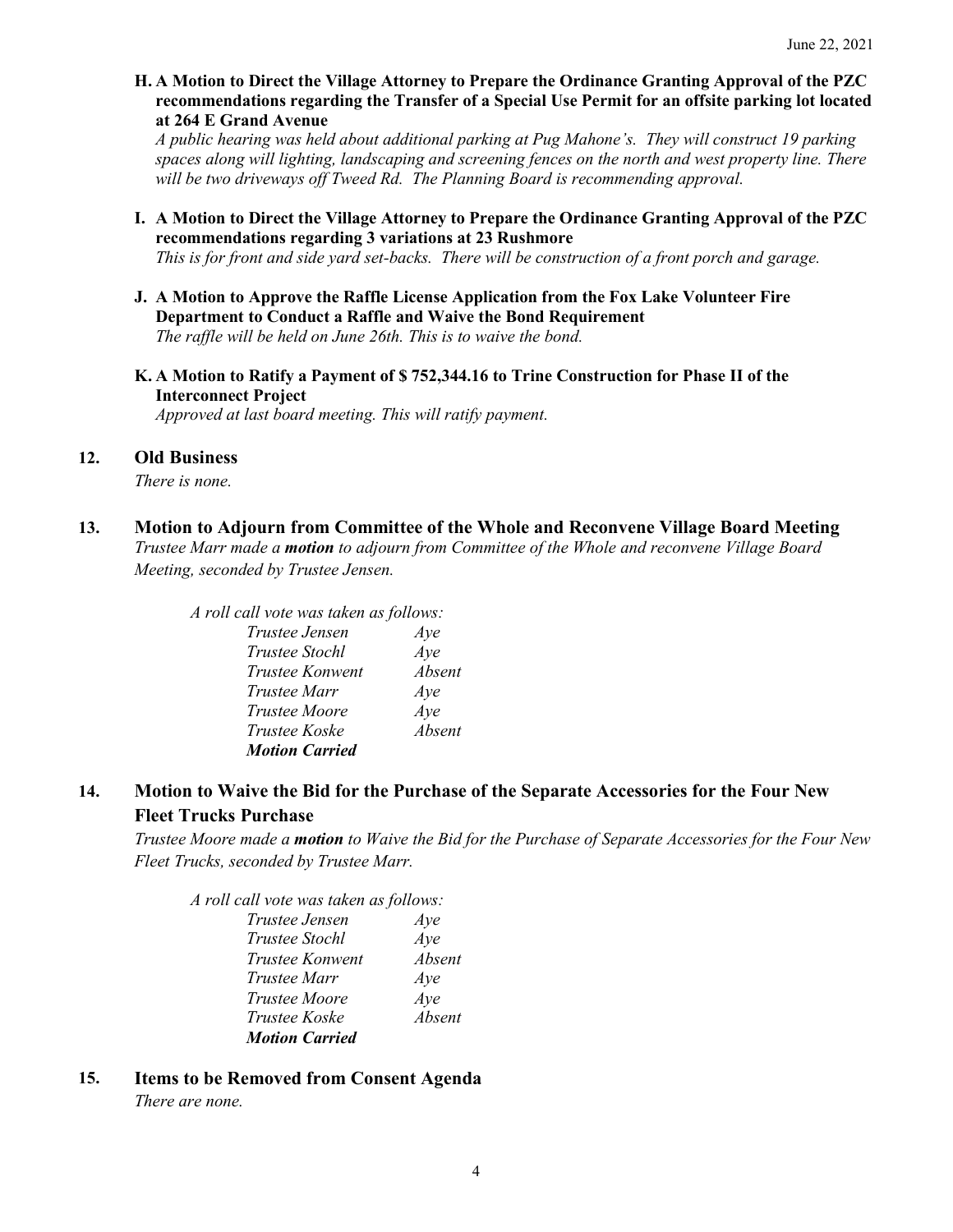**H. A Motion to Direct the Village Attorney to Prepare the Ordinance Granting Approval of the PZC recommendations regarding the Transfer of a Special Use Permit for an offsite parking lot located at 264 E Grand Avenue**

*A public hearing was held about additional parking at Pug Mahone's. They will construct 19 parking spaces along will lighting, landscaping and screening fences on the north and west property line. There will be two driveways off Tweed Rd. The Planning Board is recommending approval.*

**I. A Motion to Direct the Village Attorney to Prepare the Ordinance Granting Approval of the PZC recommendations regarding 3 variations at 23 Rushmore**

*This is for front and side yard set-backs. There will be construction of a front porch and garage.*

**J. A Motion to Approve the Raffle License Application from the Fox Lake Volunteer Fire Department to Conduct a Raffle and Waive the Bond Requirement**

*The raffle will be held on June 26th. This is to waive the bond.*

**K. A Motion to Ratify a Payment of $ 752,344.16 to Trine Construction for Phase II of the Interconnect Project**

*Approved at last board meeting. This will ratify payment.*

## 12. Old Business

*There is none.*

## 13. Motion to Adjourn from Committee of the Whole and Reconvene Village Board Meeting

*Trustee Marr made a **motion** to adjourn from Committee of the Whole and reconvene Village Board Meeting, seconded by Trustee Jensen.*

*A roll call vote was taken as follows:*

| | |
|---|---|
| *Trustee Jensen* | *Aye* |
| *Trustee Stochl* | *Aye* |
| *Trustee Konwent* | *Absent* |
| *Trustee Marr* | *Aye* |
| *Trustee Moore* | *Aye* |
| *Trustee Koske* | *Absent* |
| ***Motion Carried*** | |

## 14. Motion to Waive the Bid for the Purchase of the Separate Accessories for the Four New Fleet Trucks Purchase

*Trustee Moore made a **motion** to Waive the Bid for the Purchase of Separate Accessories for the Four New Fleet Trucks, seconded by Trustee Marr.*

*A roll call vote was taken as follows:*

| | |
|---|---|
| *Trustee Jensen* | *Aye* |
| *Trustee Stochl* | *Aye* |
| *Trustee Konwent* | *Absent* |
| *Trustee Marr* | *Aye* |
| *Trustee Moore* | *Aye* |
| *Trustee Koske* | *Absent* |
| ***Motion Carried*** | |

## 15. Items to be Removed from Consent Agenda

*There are none.*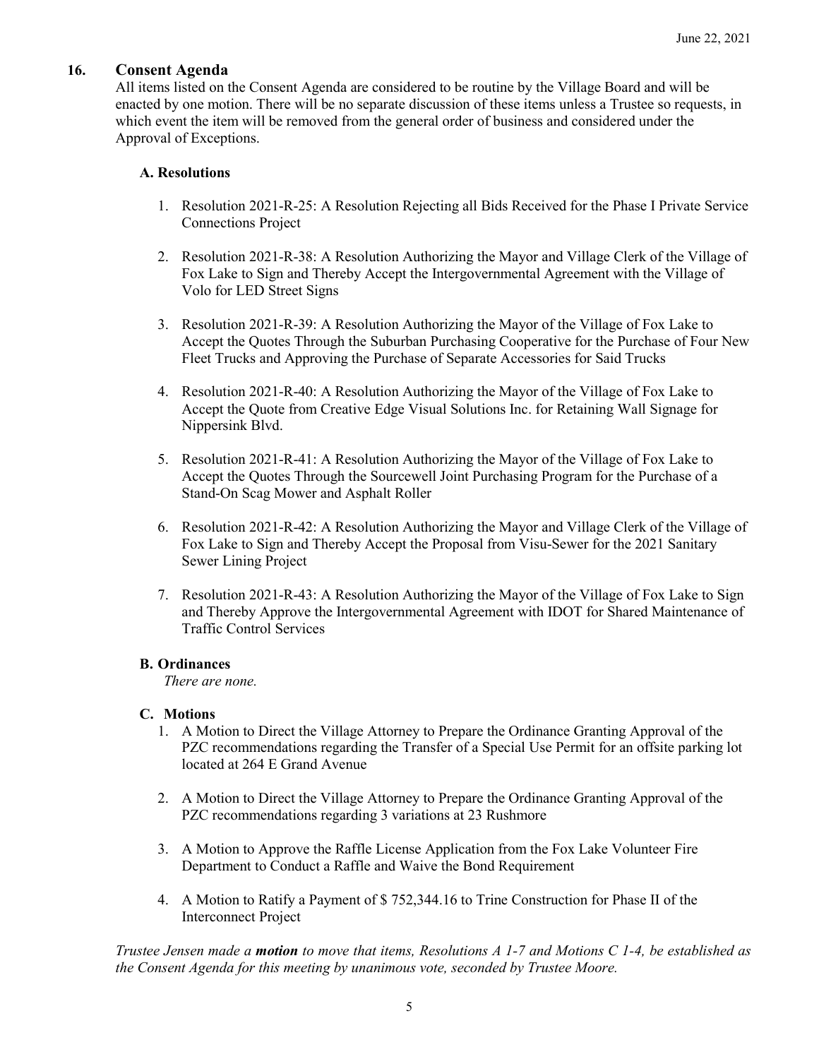## 16. Consent Agenda

All items listed on the Consent Agenda are considered to be routine by the Village Board and will be enacted by one motion. There will be no separate discussion of these items unless a Trustee so requests, in which event the item will be removed from the general order of business and considered under the Approval of Exceptions.

### A. Resolutions

1. Resolution 2021-R-25: A Resolution Rejecting all Bids Received for the Phase I Private Service Connections Project

2. Resolution 2021-R-38: A Resolution Authorizing the Mayor and Village Clerk of the Village of Fox Lake to Sign and Thereby Accept the Intergovernmental Agreement with the Village of Volo for LED Street Signs

3. Resolution 2021-R-39: A Resolution Authorizing the Mayor of the Village of Fox Lake to Accept the Quotes Through the Suburban Purchasing Cooperative for the Purchase of Four New Fleet Trucks and Approving the Purchase of Separate Accessories for Said Trucks

4. Resolution 2021-R-40: A Resolution Authorizing the Mayor of the Village of Fox Lake to Accept the Quote from Creative Edge Visual Solutions Inc. for Retaining Wall Signage for Nippersink Blvd.

5. Resolution 2021-R-41: A Resolution Authorizing the Mayor of the Village of Fox Lake to Accept the Quotes Through the Sourcewell Joint Purchasing Program for the Purchase of a Stand-On Scag Mower and Asphalt Roller

6. Resolution 2021-R-42: A Resolution Authorizing the Mayor and Village Clerk of the Village of Fox Lake to Sign and Thereby Accept the Proposal from Visu-Sewer for the 2021 Sanitary Sewer Lining Project

7. Resolution 2021-R-43: A Resolution Authorizing the Mayor of the Village of Fox Lake to Sign and Thereby Approve the Intergovernmental Agreement with IDOT for Shared Maintenance of Traffic Control Services

### B. Ordinances

*There are none.*

### C. Motions

1. A Motion to Direct the Village Attorney to Prepare the Ordinance Granting Approval of the PZC recommendations regarding the Transfer of a Special Use Permit for an offsite parking lot located at 264 E Grand Avenue

2. A Motion to Direct the Village Attorney to Prepare the Ordinance Granting Approval of the PZC recommendations regarding 3 variations at 23 Rushmore

3. A Motion to Approve the Raffle License Application from the Fox Lake Volunteer Fire Department to Conduct a Raffle and Waive the Bond Requirement

4. A Motion to Ratify a Payment of $ 752,344.16 to Trine Construction for Phase II of the Interconnect Project

*Trustee Jensen made a **motion** to move that items, Resolutions A 1-7 and Motions C 1-4, be established as the Consent Agenda for this meeting by unanimous vote, seconded by Trustee Moore.*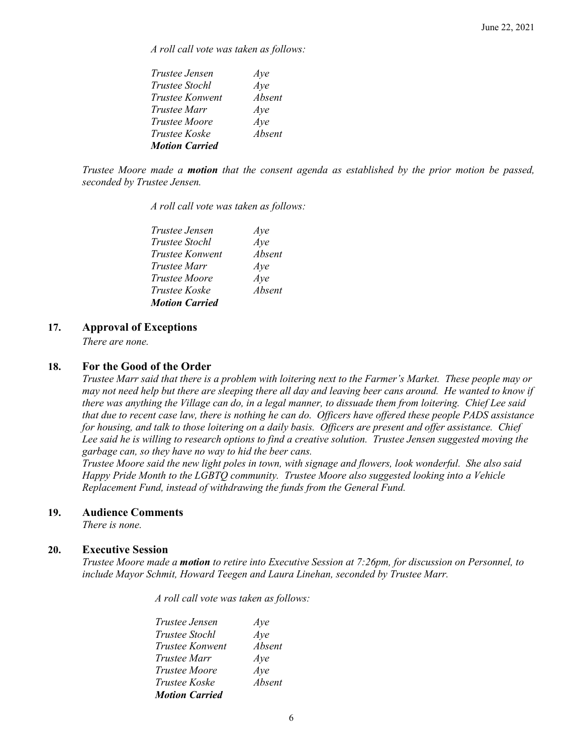*A roll call vote was taken as follows:*

| | |
|---|---|
| *Trustee Jensen* | *Aye* |
| *Trustee Stochl* | *Aye* |
| *Trustee Konwent* | *Absent* |
| *Trustee Marr* | *Aye* |
| *Trustee Moore* | *Aye* |
| *Trustee Koske* | *Absent* |
| ***Motion Carried*** | |

*Trustee Moore made a **motion** that the consent agenda as established by the prior motion be passed, seconded by Trustee Jensen.*

*A roll call vote was taken as follows:*

| | |
|---|---|
| *Trustee Jensen* | *Aye* |
| *Trustee Stochl* | *Aye* |
| *Trustee Konwent* | *Absent* |
| *Trustee Marr* | *Aye* |
| *Trustee Moore* | *Aye* |
| *Trustee Koske* | *Absent* |
| ***Motion Carried*** | |

## 17. Approval of Exceptions

*There are none.*

## 18. For the Good of the Order

*Trustee Marr said that there is a problem with loitering next to the Farmer's Market. These people may or may not need help but there are sleeping there all day and leaving beer cans around. He wanted to know if there was anything the Village can do, in a legal manner, to dissuade them from loitering. Chief Lee said that due to recent case law, there is nothing he can do. Officers have offered these people PADS assistance for housing, and talk to those loitering on a daily basis. Officers are present and offer assistance. Chief Lee said he is willing to research options to find a creative solution. Trustee Jensen suggested moving the garbage can, so they have no way to hid the beer cans.*

*Trustee Moore said the new light poles in town, with signage and flowers, look wonderful. She also said Happy Pride Month to the LGBTQ community. Trustee Moore also suggested looking into a Vehicle Replacement Fund, instead of withdrawing the funds from the General Fund.*

## 19. Audience Comments

*There is none.*

## 20. Executive Session

*Trustee Moore made a **motion** to retire into Executive Session at 7:26pm, for discussion on Personnel, to include Mayor Schmit, Howard Teegen and Laura Linehan, seconded by Trustee Marr.*

*A roll call vote was taken as follows:*

| | |
|---|---|
| *Trustee Jensen* | *Aye* |
| *Trustee Stochl* | *Aye* |
| *Trustee Konwent* | *Absent* |
| *Trustee Marr* | *Aye* |
| *Trustee Moore* | *Aye* |
| *Trustee Koske* | *Absent* |
| ***Motion Carried*** | |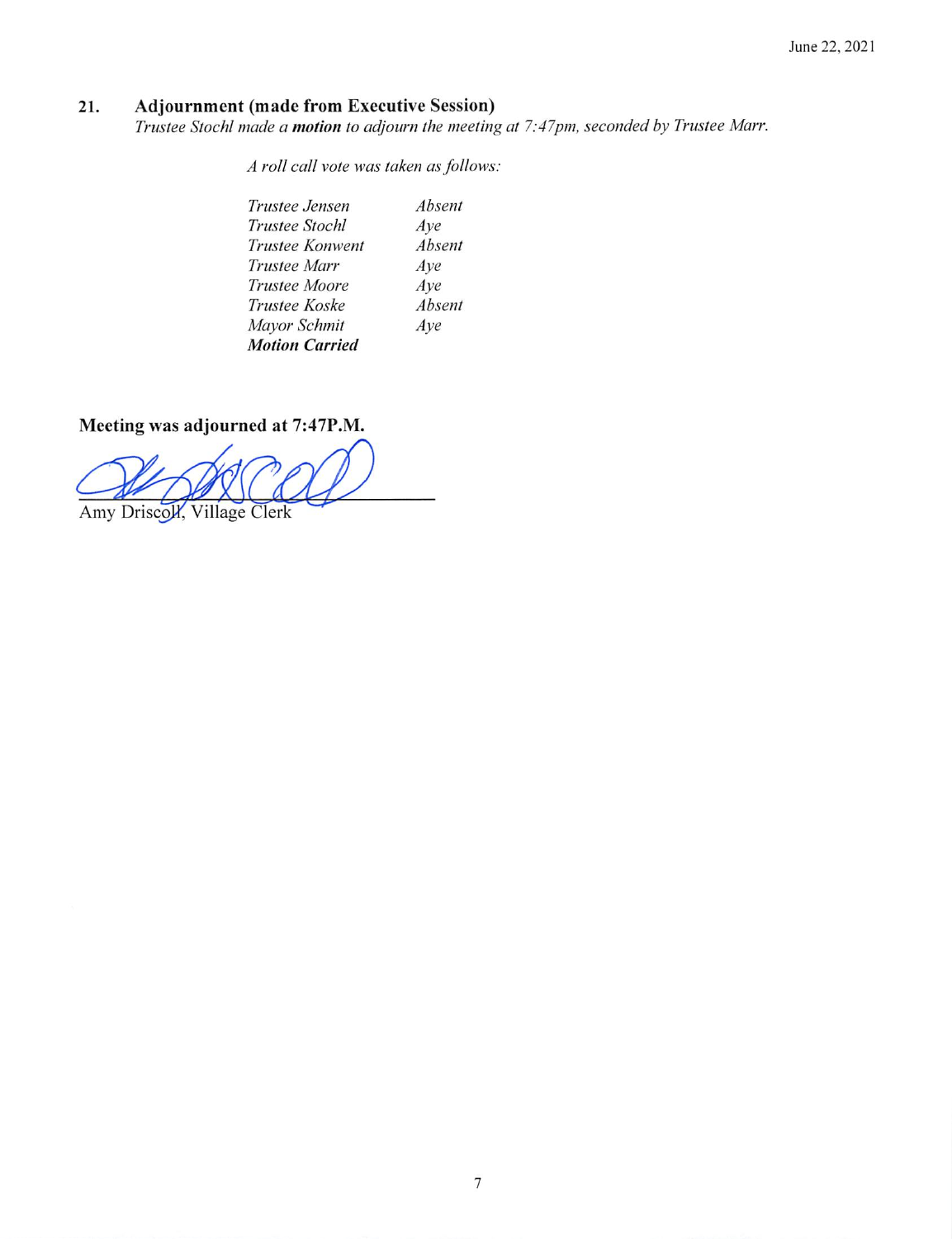## 21. Adjournment (made from Executive Session)

*Trustee Stochl made a **motion** to adjourn the meeting at 7:47pm, seconded by Trustee Marr.*

*A roll call vote was taken as follows:*

| | |
|---|---|
| *Trustee Jensen* | *Absent* |
| *Trustee Stochl* | *Aye* |
| *Trustee Konwent* | *Absent* |
| *Trustee Marr* | *Aye* |
| *Trustee Moore* | *Aye* |
| *Trustee Koske* | *Absent* |
| *Mayor Schmit* | *Aye* |
| ***Motion Carried*** | |

**Meeting was adjourned at 7:47P.M.**

Amy Driscoll, Village Clerk